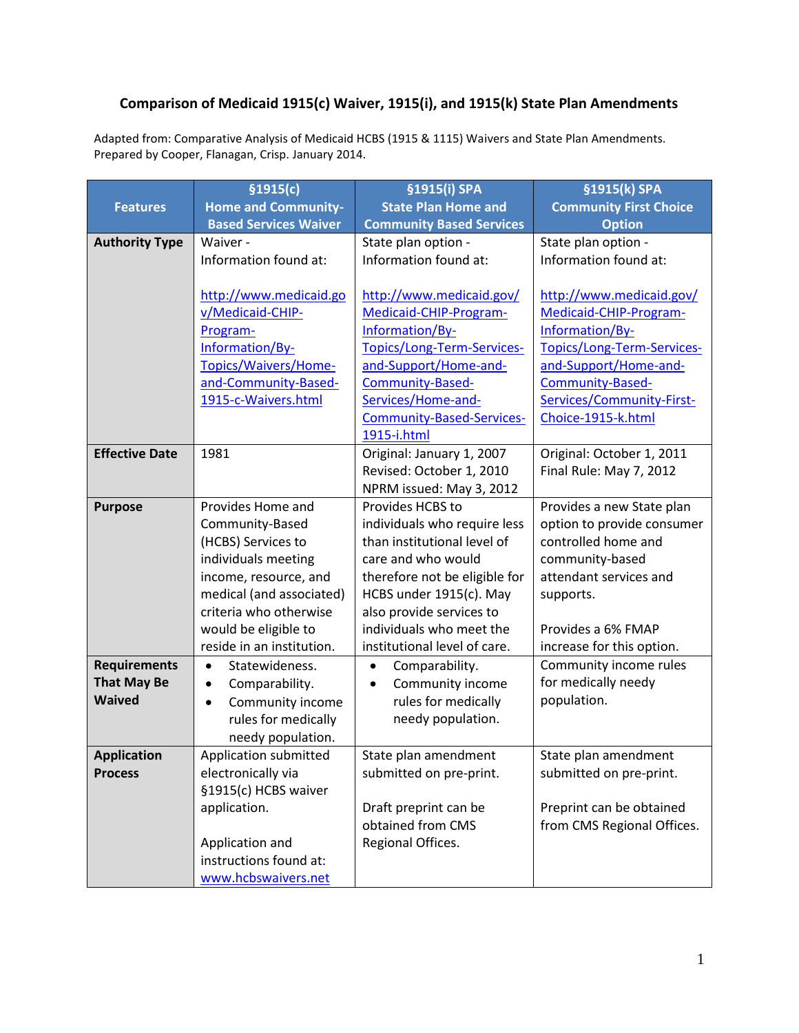**Comparison of Medicaid 1915(c) Waiver, 1915(i), and 1915(k) State Plan Amendments**

Adapted from: Comparative Analysis of Medicaid HCBS (1915 & 1115) Waivers and State Plan Amendments. Prepared by Cooper, Flanagan, Crisp. January 2014.

| Features | §1915(c) Home and Community-Based Services Waiver | §1915(i) SPA State Plan Home and Community Based Services | §1915(k) SPA Community First Choice Option |
|---|---|---|---|
| **Authority Type** | Waiver - Information found at:<br><br>http://www.medicaid.gov/Medicaid-CHIP-Program-Information/By-Topics/Waivers/Home-and-Community-Based-1915-c-Waivers.html | State plan option - Information found at:<br><br>http://www.medicaid.gov/Medicaid-CHIP-Program-Information/By-Topics/Long-Term-Services-and-Support/Home-and-Community-Based-Services/Home-and-Community-Based-Services-1915-i.html | State plan option - Information found at:<br><br>http://www.medicaid.gov/Medicaid-CHIP-Program-Information/By-Topics/Long-Term-Services-and-Support/Home-and-Community-Based-Services/Community-First-Choice-1915-k.html |
| **Effective Date** | 1981 | Original: January 1, 2007<br>Revised: October 1, 2010<br>NPRM issued: May 3, 2012 | Original: October 1, 2011<br>Final Rule: May 7, 2012 |
| **Purpose** | Provides Home and Community-Based (HCBS) Services to individuals meeting income, resource, and medical (and associated) criteria who otherwise would be eligible to reside in an institution. | Provides HCBS to individuals who require less than institutional level of care and who would therefore not be eligible for HCBS under 1915(c). May also provide services to individuals who meet the institutional level of care. | Provides a new State plan option to provide consumer controlled home and community-based attendant services and supports.<br><br>Provides a 6% FMAP increase for this option. |
| **Requirements That May Be Waived** | • Statewideness.<br>• Comparability.<br>• Community income rules for medically needy population. | • Comparability.<br>• Community income rules for medically needy population. | Community income rules for medically needy population. |
| **Application Process** | Application submitted electronically via §1915(c) HCBS waiver application.<br><br>Application and instructions found at: www.hcbswaivers.net | State plan amendment submitted on pre-print.<br><br>Draft preprint can be obtained from CMS Regional Offices. | State plan amendment submitted on pre-print.<br><br>Preprint can be obtained from CMS Regional Offices. |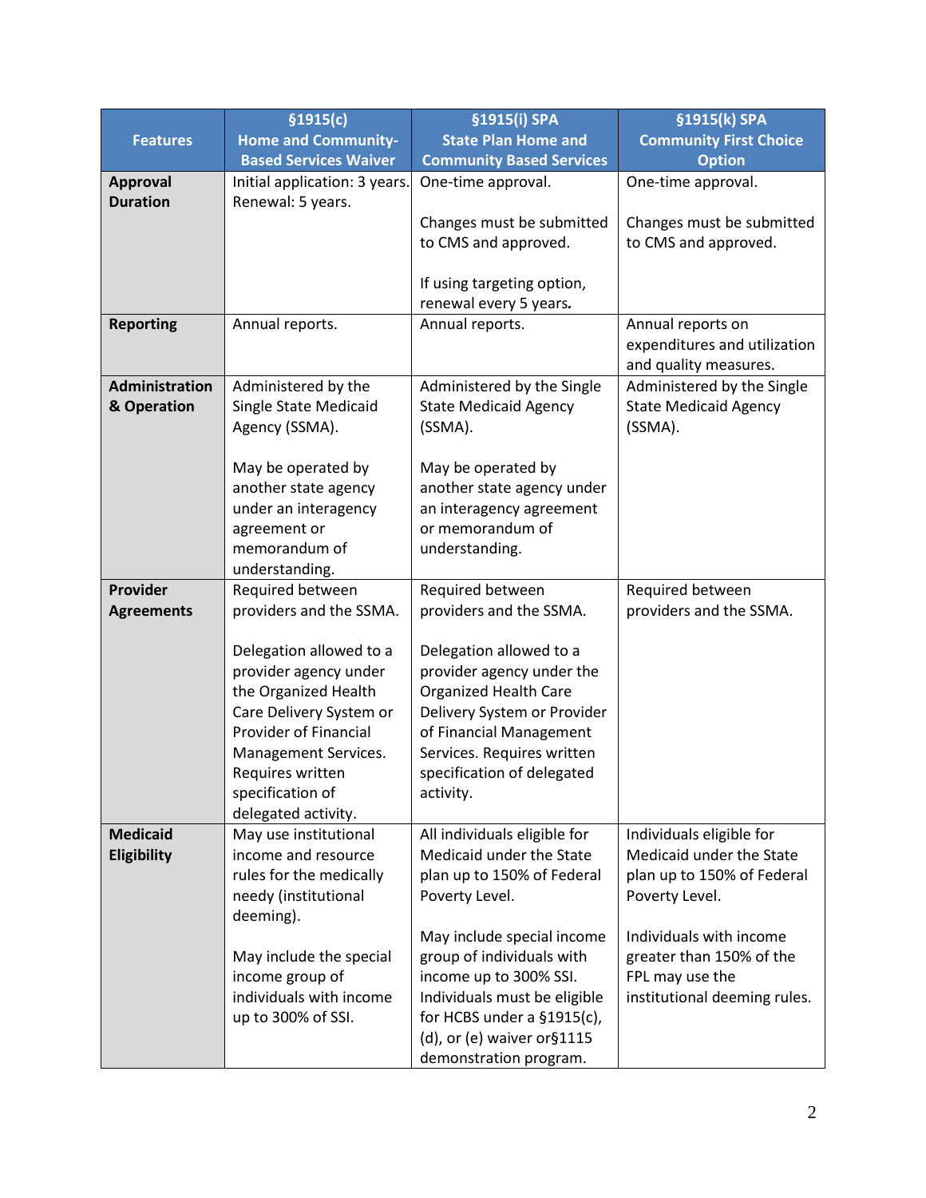| Features | §1915(c) Home and Community-Based Services Waiver | §1915(i) SPA State Plan Home and Community Based Services | §1915(k) SPA Community First Choice Option |
|---|---|---|---|
| **Approval Duration** | Initial application: 3 years. Renewal: 5 years. | One-time approval.<br><br>Changes must be submitted to CMS and approved.<br><br>If using targeting option, renewal every 5 years. | One-time approval.<br><br>Changes must be submitted to CMS and approved. |
| **Reporting** | Annual reports. | Annual reports. | Annual reports on expenditures and utilization and quality measures. |
| **Administration & Operation** | Administered by the Single State Medicaid Agency (SSMA).<br><br>May be operated by another state agency under an interagency agreement or memorandum of understanding. | Administered by the Single State Medicaid Agency (SSMA).<br><br>May be operated by another state agency under an interagency agreement or memorandum of understanding. | Administered by the Single State Medicaid Agency (SSMA). |
| **Provider Agreements** | Required between providers and the SSMA.<br><br>Delegation allowed to a provider agency under the Organized Health Care Delivery System or Provider of Financial Management Services. Requires written specification of delegated activity. | Required between providers and the SSMA.<br><br>Delegation allowed to a provider agency under the Organized Health Care Delivery System or Provider of Financial Management Services. Requires written specification of delegated activity. | Required between providers and the SSMA. |
| **Medicaid Eligibility** | May use institutional income and resource rules for the medically needy (institutional deeming).<br><br>May include the special income group of individuals with income up to 300% of SSI. | All individuals eligible for Medicaid under the State plan up to 150% of Federal Poverty Level.<br><br>May include special income group of individuals with income up to 300% SSI. Individuals must be eligible for HCBS under a §1915(c), (d), or (e) waiver or§1115 demonstration program. | Individuals eligible for Medicaid under the State plan up to 150% of Federal Poverty Level.<br><br>Individuals with income greater than 150% of the FPL may use the institutional deeming rules. |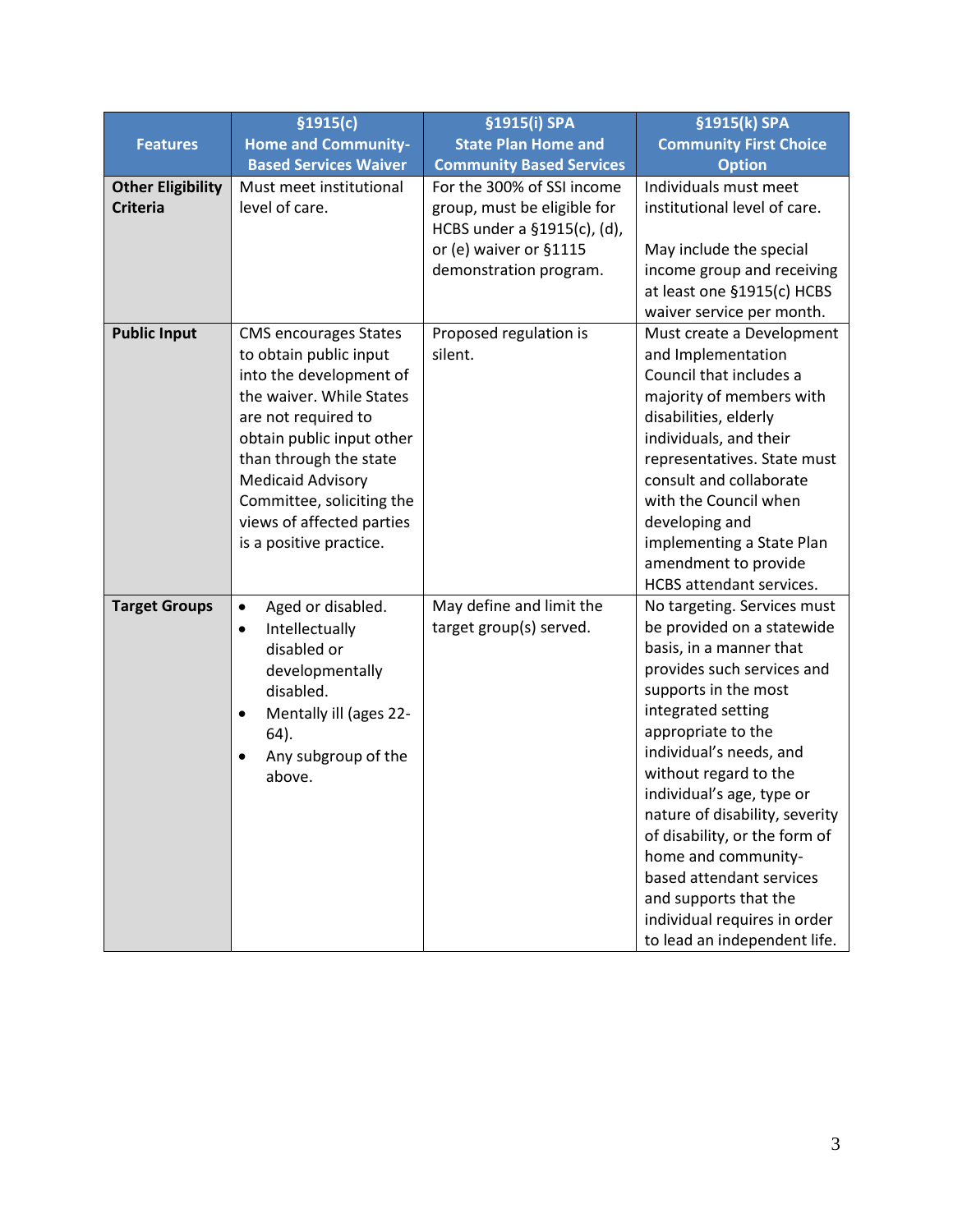| Features | §1915(c) Home and Community-Based Services Waiver | §1915(i) SPA State Plan Home and Community Based Services | §1915(k) SPA Community First Choice Option |
|---|---|---|---|
| **Other Eligibility Criteria** | Must meet institutional level of care. | For the 300% of SSI income group, must be eligible for HCBS under a §1915(c), (d), or (e) waiver or §1115 demonstration program. | Individuals must meet institutional level of care.<br><br>May include the special income group and receiving at least one §1915(c) HCBS waiver service per month. |
| **Public Input** | CMS encourages States to obtain public input into the development of the waiver. While States are not required to obtain public input other than through the state Medicaid Advisory Committee, soliciting the views of affected parties is a positive practice. | Proposed regulation is silent. | Must create a Development and Implementation Council that includes a majority of members with disabilities, elderly individuals, and their representatives. State must consult and collaborate with the Council when developing and implementing a State Plan amendment to provide HCBS attendant services. |
| **Target Groups** | • Aged or disabled.<br>• Intellectually disabled or developmentally disabled.<br>• Mentally ill (ages 22-64).<br>• Any subgroup of the above. | May define and limit the target group(s) served. | No targeting. Services must be provided on a statewide basis, in a manner that provides such services and supports in the most integrated setting appropriate to the individual's needs, and without regard to the individual's age, type or nature of disability, severity of disability, or the form of home and community-based attendant services and supports that the individual requires in order to lead an independent life. |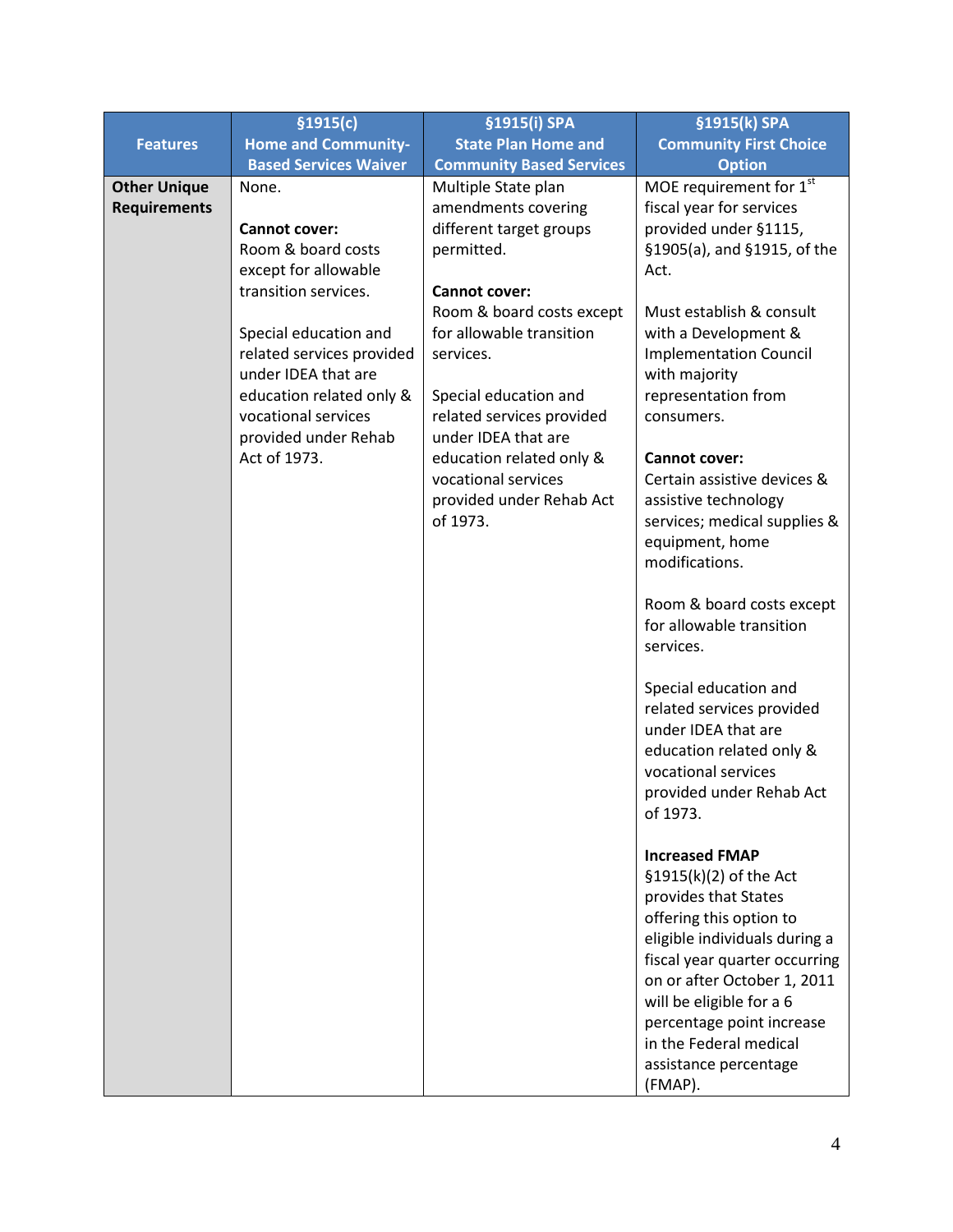| Features | §1915(c) Home and Community-Based Services Waiver | §1915(i) SPA State Plan Home and Community Based Services | §1915(k) SPA Community First Choice Option |
|---|---|---|---|
| **Other Unique Requirements** | None.<br><br>**Cannot cover:**<br>Room & board costs except for allowable transition services.<br><br>Special education and related services provided under IDEA that are education related only & vocational services provided under Rehab Act of 1973. | Multiple State plan amendments covering different target groups permitted.<br><br>**Cannot cover:**<br>Room & board costs except for allowable transition services.<br><br>Special education and related services provided under IDEA that are education related only & vocational services provided under Rehab Act of 1973. | MOE requirement for 1st fiscal year for services provided under §1115, §1905(a), and §1915, of the Act.<br><br>Must establish & consult with a Development & Implementation Council with majority representation from consumers.<br><br>**Cannot cover:**<br>Certain assistive devices & assistive technology services; medical supplies & equipment, home modifications.<br><br>Room & board costs except for allowable transition services.<br><br>Special education and related services provided under IDEA that are education related only & vocational services provided under Rehab Act of 1973.<br><br>**Increased FMAP**<br>§1915(k)(2) of the Act provides that States offering this option to eligible individuals during a fiscal year quarter occurring on or after October 1, 2011 will be eligible for a 6 percentage point increase in the Federal medical assistance percentage (FMAP). |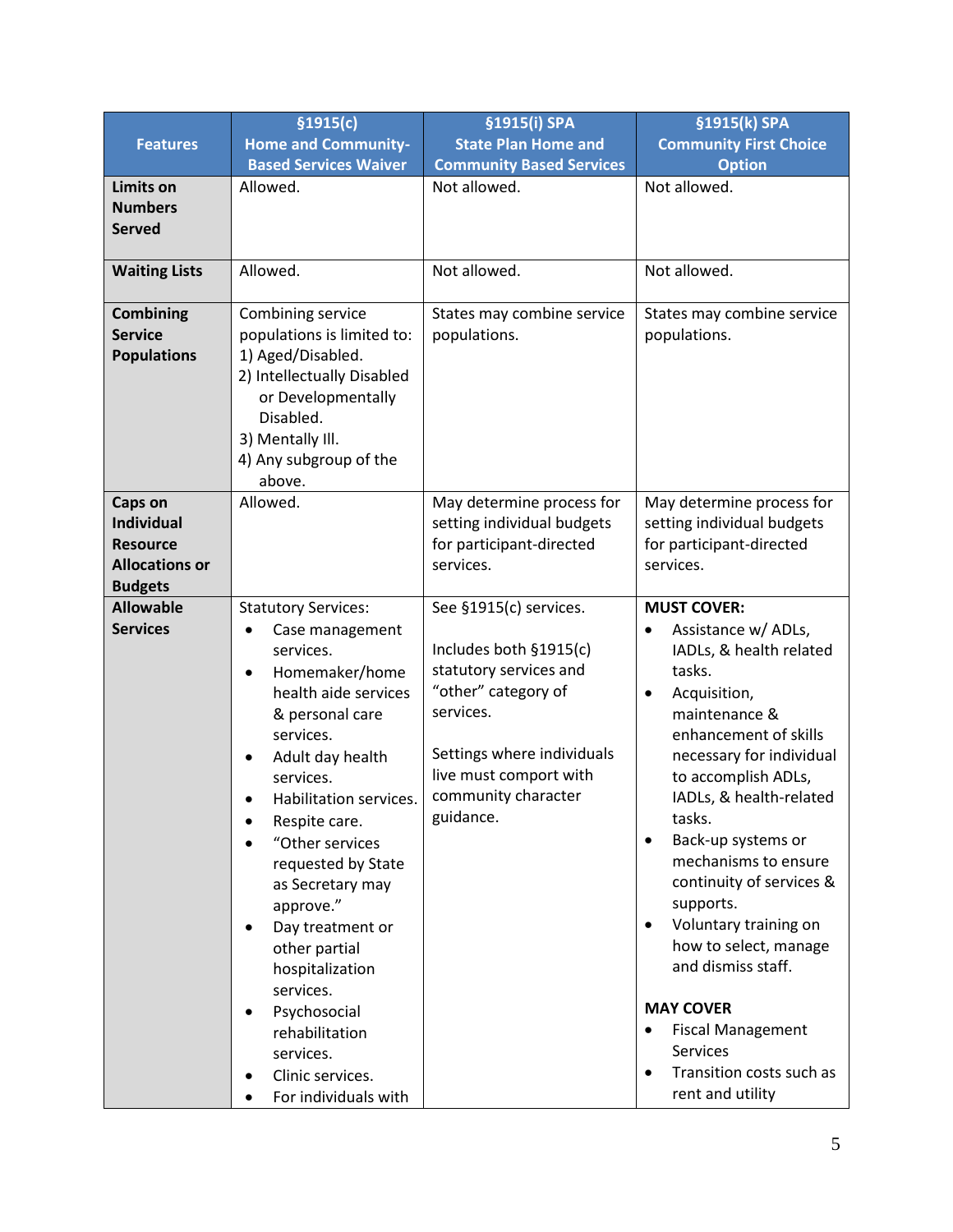| Features | §1915(c) Home and Community-Based Services Waiver | §1915(i) SPA State Plan Home and Community Based Services | §1915(k) SPA Community First Choice Option |
|---|---|---|---|
| **Limits on Numbers Served** | Allowed. | Not allowed. | Not allowed. |
| **Waiting Lists** | Allowed. | Not allowed. | Not allowed. |
| **Combining Service Populations** | Combining service populations is limited to:<br>1) Aged/Disabled.<br>2) Intellectually Disabled or Developmentally Disabled.<br>3) Mentally Ill.<br>4) Any subgroup of the above. | States may combine service populations. | States may combine service populations. |
| **Caps on Individual Resource Allocations or Budgets** | Allowed. | May determine process for setting individual budgets for participant-directed services. | May determine process for setting individual budgets for participant-directed services. |
| **Allowable Services** | Statutory Services:<br>• Case management services.<br>• Homemaker/home health aide services & personal care services.<br>• Adult day health services.<br>• Habilitation services.<br>• Respite care.<br>• "Other services requested by State as Secretary may approve."<br>• Day treatment or other partial hospitalization services.<br>• Psychosocial rehabilitation services.<br>• Clinic services.<br>• For individuals with | See §1915(c) services.<br><br>Includes both §1915(c) statutory services and "other" category of services.<br><br>Settings where individuals live must comport with community character guidance. | **MUST COVER:**<br>• Assistance w/ ADLs, IADLs, & health related tasks.<br>• Acquisition, maintenance & enhancement of skills necessary for individual to accomplish ADLs, IADLs, & health-related tasks.<br>• Back-up systems or mechanisms to ensure continuity of services & supports.<br>• Voluntary training on how to select, manage and dismiss staff.<br><br>**MAY COVER**<br>• Fiscal Management Services<br>• Transition costs such as rent and utility |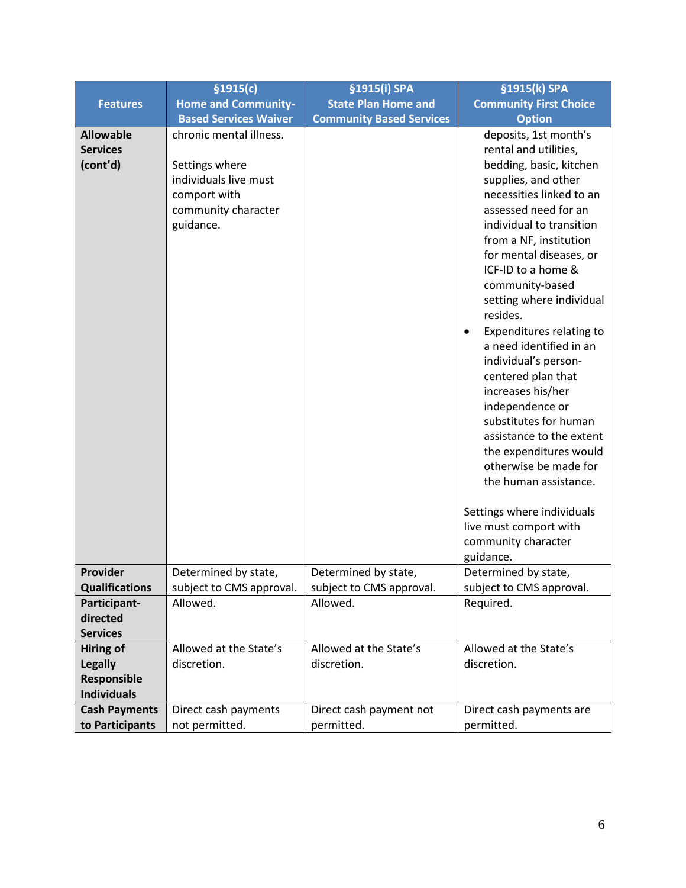| Features | §1915(c) Home and Community-Based Services Waiver | §1915(i) SPA State Plan Home and Community Based Services | §1915(k) SPA Community First Choice Option |
|---|---|---|---|
| **Allowable Services (cont'd)** | chronic mental illness.<br><br>Settings where individuals live must comport with community character guidance. | | deposits, 1st month's rental and utilities, bedding, basic, kitchen supplies, and other necessities linked to an assessed need for an individual to transition from a NF, institution for mental diseases, or ICF-ID to a home & community-based setting where individual resides.<br>• Expenditures relating to a need identified in an individual's person-centered plan that increases his/her independence or substitutes for human assistance to the extent the expenditures would otherwise be made for the human assistance.<br><br>Settings where individuals live must comport with community character guidance. |
| **Provider Qualifications** | Determined by state, subject to CMS approval. | Determined by state, subject to CMS approval. | Determined by state, subject to CMS approval. |
| **Participant-directed Services** | Allowed. | Allowed. | Required. |
| **Hiring of Legally Responsible Individuals** | Allowed at the State's discretion. | Allowed at the State's discretion. | Allowed at the State's discretion. |
| **Cash Payments to Participants** | Direct cash payments not permitted. | Direct cash payment not permitted. | Direct cash payments are permitted. |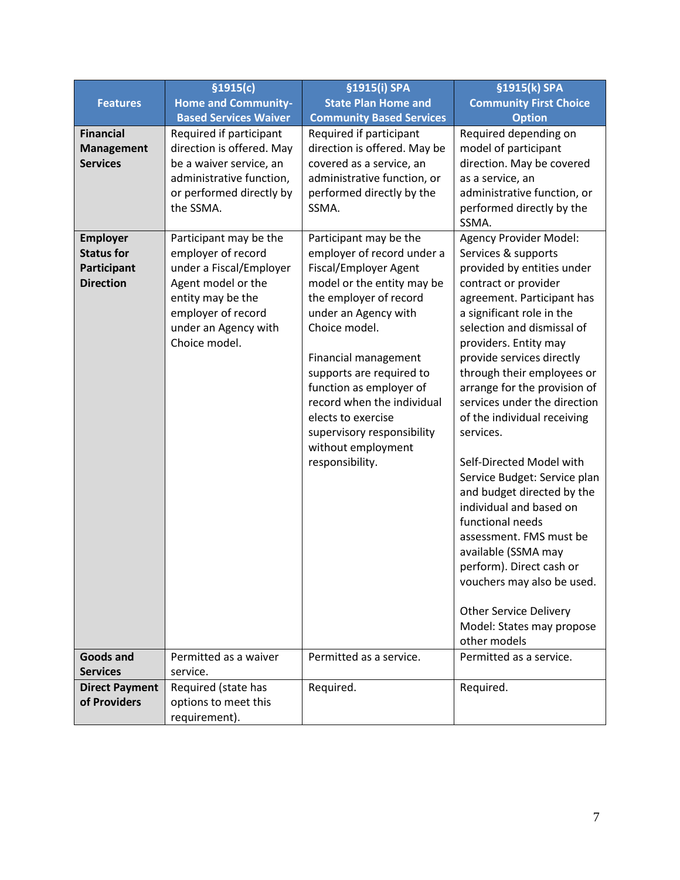| Features | §1915(c) Home and Community-Based Services Waiver | §1915(i) SPA State Plan Home and Community Based Services | §1915(k) SPA Community First Choice Option |
|---|---|---|---|
| **Financial Management Services** | Required if participant direction is offered. May be a waiver service, an administrative function, or performed directly by the SSMA. | Required if participant direction is offered. May be covered as a service, an administrative function, or performed directly by the SSMA. | Required depending on model of participant direction. May be covered as a service, an administrative function, or performed directly by the SSMA. |
| **Employer Status for Participant Direction** | Participant may be the employer of record under a Fiscal/Employer Agent model or the entity may be the employer of record under an Agency with Choice model. | Participant may be the employer of record under a Fiscal/Employer Agent model or the entity may be the employer of record under an Agency with Choice model.<br><br>Financial management supports are required to function as employer of record when the individual elects to exercise supervisory responsibility without employment responsibility. | Agency Provider Model: Services & supports provided by entities under contract or provider agreement. Participant has a significant role in the selection and dismissal of providers. Entity may provide services directly through their employees or arrange for the provision of services under the direction of the individual receiving services.<br><br>Self-Directed Model with Service Budget: Service plan and budget directed by the individual and based on functional needs assessment. FMS must be available (SSMA may perform). Direct cash or vouchers may also be used.<br><br>Other Service Delivery Model: States may propose other models |
| **Goods and Services** | Permitted as a waiver service. | Permitted as a service. | Permitted as a service. |
| **Direct Payment of Providers** | Required (state has options to meet this requirement). | Required. | Required. |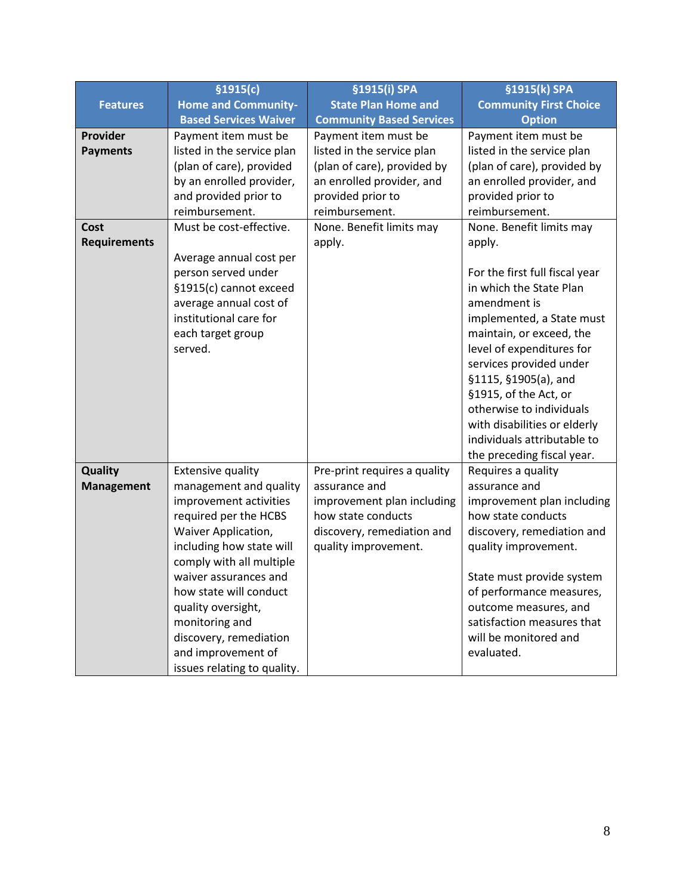| Features | §1915(c) Home and Community-Based Services Waiver | §1915(i) SPA State Plan Home and Community Based Services | §1915(k) SPA Community First Choice Option |
|---|---|---|---|
| **Provider Payments** | Payment item must be listed in the service plan (plan of care), provided by an enrolled provider, and provided prior to reimbursement. | Payment item must be listed in the service plan (plan of care), provided by an enrolled provider, and provided prior to reimbursement. | Payment item must be listed in the service plan (plan of care), provided by an enrolled provider, and provided prior to reimbursement. |
| **Cost Requirements** | Must be cost-effective.<br><br>Average annual cost per person served under §1915(c) cannot exceed average annual cost of institutional care for each target group served. | None. Benefit limits may apply. | None. Benefit limits may apply.<br><br>For the first full fiscal year in which the State Plan amendment is implemented, a State must maintain, or exceed, the level of expenditures for services provided under §1115, §1905(a), and §1915, of the Act, or otherwise to individuals with disabilities or elderly individuals attributable to the preceding fiscal year. |
| **Quality Management** | Extensive quality management and quality improvement activities required per the HCBS Waiver Application, including how state will comply with all multiple waiver assurances and how state will conduct quality oversight, monitoring and discovery, remediation and improvement of issues relating to quality. | Pre-print requires a quality assurance and improvement plan including how state conducts discovery, remediation and quality improvement. | Requires a quality assurance and improvement plan including how state conducts discovery, remediation and quality improvement.<br><br>State must provide system of performance measures, outcome measures, and satisfaction measures that will be monitored and evaluated. |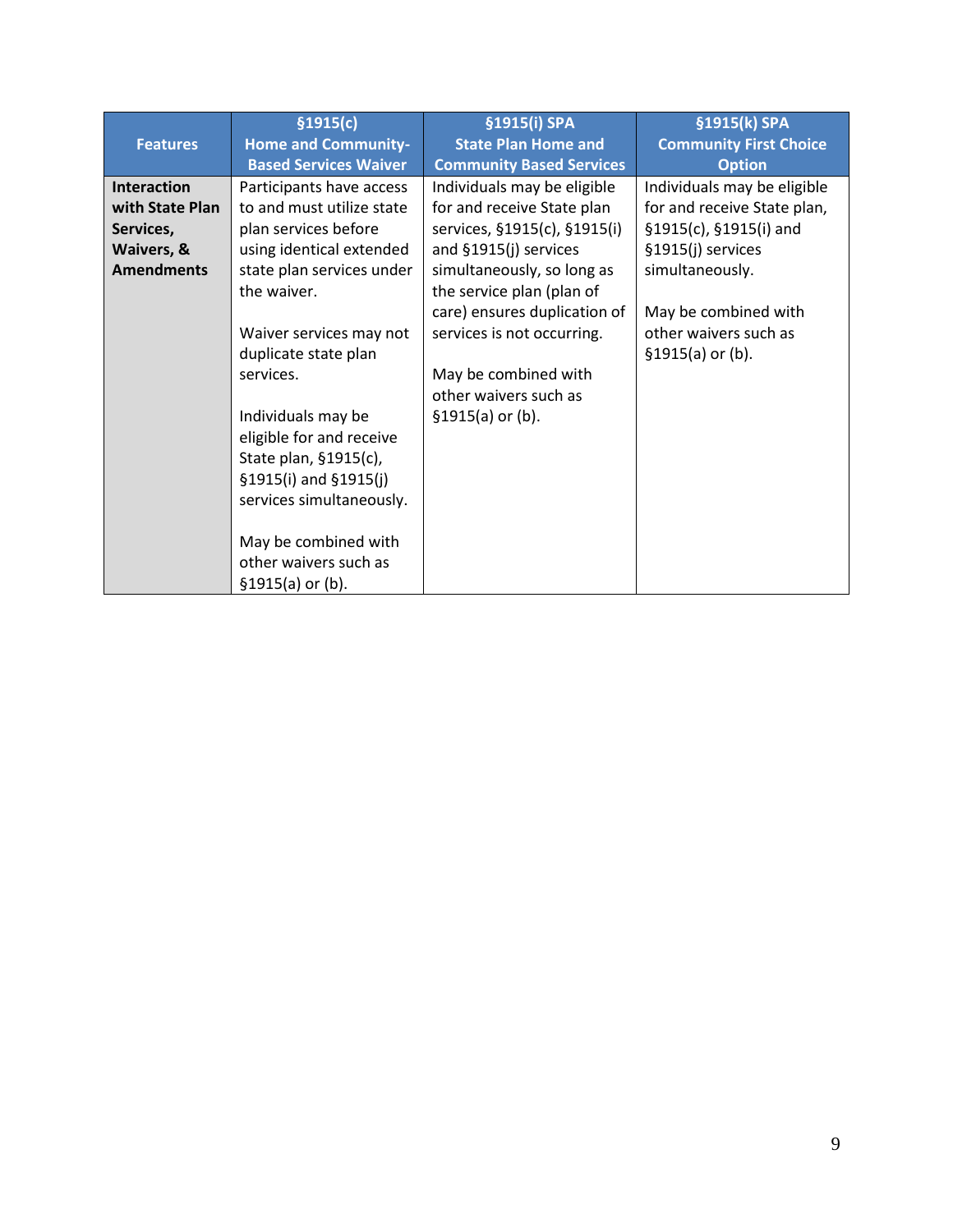| Features | §1915(c) Home and Community-Based Services Waiver | §1915(i) SPA State Plan Home and Community Based Services | §1915(k) SPA Community First Choice Option |
|---|---|---|---|
| **Interaction with State Plan Services, Waivers, & Amendments** | Participants have access to and must utilize state plan services before using identical extended state plan services under the waiver.<br><br>Waiver services may not duplicate state plan services.<br><br>Individuals may be eligible for and receive State plan, §1915(c), §1915(i) and §1915(j) services simultaneously.<br><br>May be combined with other waivers such as §1915(a) or (b). | Individuals may be eligible for and receive State plan services, §1915(c), §1915(i) and §1915(j) services simultaneously, so long as the service plan (plan of care) ensures duplication of services is not occurring.<br><br>May be combined with other waivers such as §1915(a) or (b). | Individuals may be eligible for and receive State plan, §1915(c), §1915(i) and §1915(j) services simultaneously.<br><br>May be combined with other waivers such as §1915(a) or (b). |